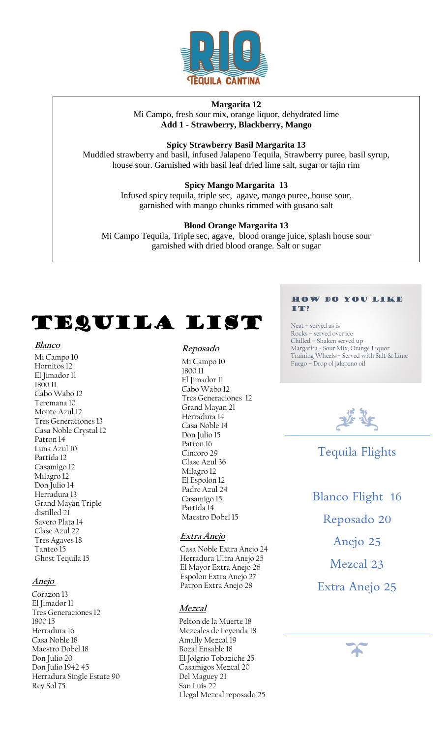# RIO TEQUILA CANTINA

**Margarita 12**
Mi Campo, fresh sour mix, orange liquor, dehydrated lime
**Add 1 - Strawberry, Blackberry, Mango**

**Spicy Strawberry Basil Margarita 13**
Muddled strawberry and basil, infused Jalapeno Tequila, Strawberry puree, basil syrup, house sour. Garnished with basil leaf dried lime salt, sugar or tajin rim

**Spicy Mango Margarita 13**
Infused spicy tequila, triple sec, agave, mango puree, house sour, garnished with mango chunks rimmed with gusano salt

**Blood Orange Margarita 13**
Mi Campo Tequila, Triple sec, agave, blood orange juice, splash house sour garnished with dried blood orange. Salt or sugar

# TEQUILA LIST

### *Blanco*

Mi Campo 10
Hornitos 12
El Jimador 11
1800 11
Cabo Wabo 12
Teremana 10
Monte Azul 12
Tres Generaciones 13
Casa Noble Crystal 12
Patron 14
Luna Azul 10
Partida 12
Casamigo 12
Milagro 12
Don Julio 14
Herradura 13
Grand Mayan Triple distilled 21
Savero Plata 14
Clase Azul 22
Tres Agaves 18
Tanteo 15
Ghost Tequila 15

### *Anejo*

Corazon 13
El Jimador 11
Tres Generaciones 12
1800 15
Herradura 16
Casa Noble 18
Maestro Dobel 18
Don Julio 20
Don Julio 1942 45
Herradura Single Estate 90
Rey Sol 75.

### *Reposado*

Mi Campo 10
1800 11
El Jimador 11
Cabo Wabo 12
Tres Generaciones 12
Grand Mayan 21
Herradura 14
Casa Noble 14
Don Julio 15
Patron 16
Cincoro 29
Clase Azul 36
Milagro 12
El Espolon 12
Padre Azul 24
Casamigo 15
Partida 14
Maestro Dobel 15

### *Extra Anejo*

Casa Noble Extra Anejo 24
Herradura Ultra Anejo 25
El Mayor Extra Anejo 26
Espolon Extra Anejo 27
Patron Extra Anejo 28

### *Mezcal*

Pelton de la Muerte 18
Mezcales de Leyenda 18
Amally Mezcal 19
Bozal Ensable 18
El Jolgrio Tobaziche 25
Casamigos Mezcal 20
Del Maguey 21
San Luis 22
Llegal Mezcal reposado 25

### HOW DO YOU LIKE IT?

Neat – served as is
Rocks – served over ice
Chilled – Shaken served up
Margarita - Sour Mix, Orange Liquor
Training Wheels – Served with Salt & Lime
Fuego – Drop of jalapeno oil

## Tequila Flights

Blanco Flight 16

Reposado 20

Anejo 25

Mezcal 23

Extra Anejo 25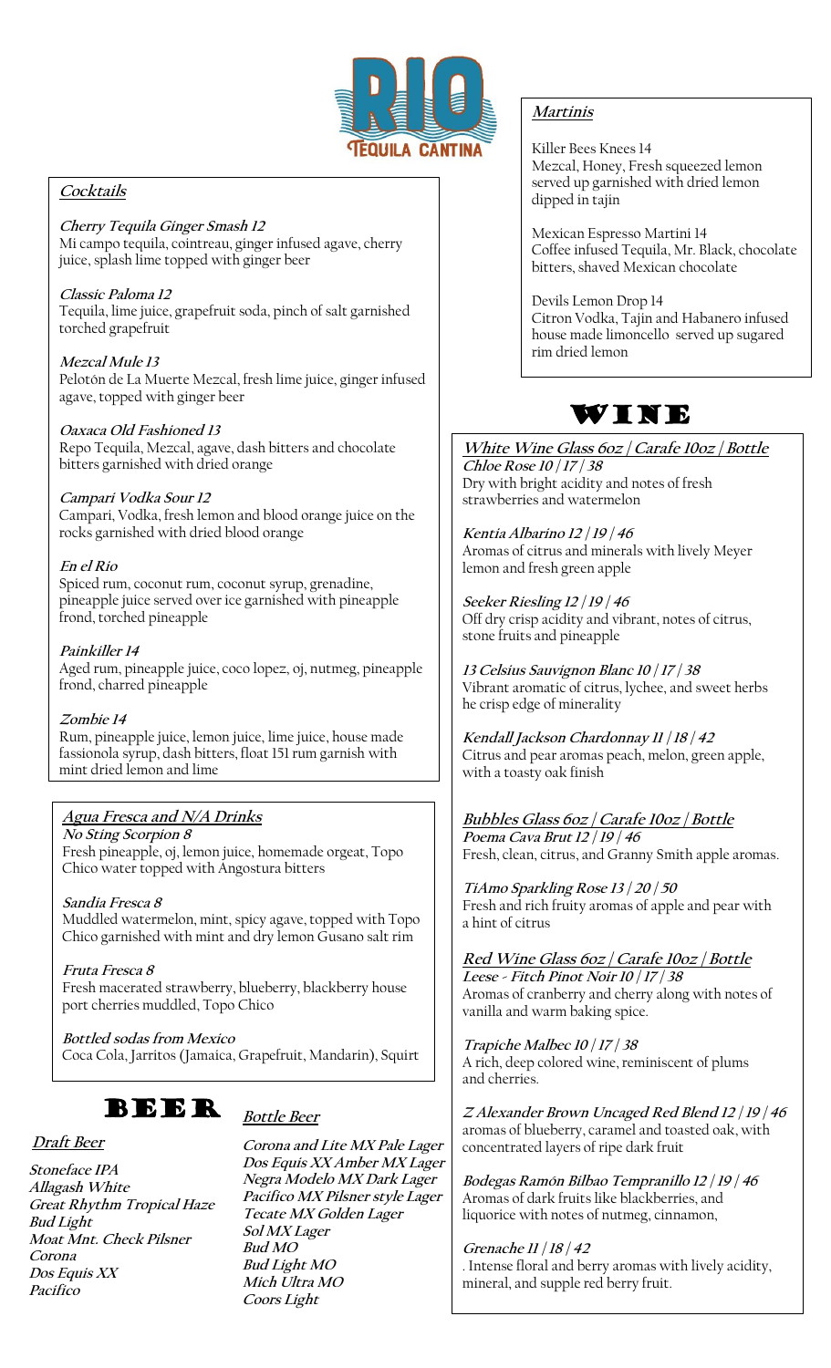RIO TEQUILA CANTINA

## Cocktails

**Cherry Tequila Ginger Smash 12**
Mi campo tequila, cointreau, ginger infused agave, cherry juice, splash lime topped with ginger beer

**Classic Paloma 12**
Tequila, lime juice, grapefruit soda, pinch of salt garnished torched grapefruit

**Mezcal Mule 13**
Pelotón de La Muerte Mezcal, fresh lime juice, ginger infused agave, topped with ginger beer

**Oaxaca Old Fashioned 13**
Repo Tequila, Mezcal, agave, dash bitters and chocolate bitters garnished with dried orange

**Campari Vodka Sour 12**
Campari, Vodka, fresh lemon and blood orange juice on the rocks garnished with dried blood orange

**En el Rio**
Spiced rum, coconut rum, coconut syrup, grenadine, pineapple juice served over ice garnished with pineapple frond, torched pineapple

**Painkiller 14**
Aged rum, pineapple juice, coco lopez, oj, nutmeg, pineapple frond, charred pineapple

**Zombie 14**
Rum, pineapple juice, lemon juice, lime juice, house made fassionola syrup, dash bitters, float 151 rum garnish with mint dried lemon and lime

## Agua Fresca and N/A Drinks

**No Sting Scorpion 8**
Fresh pineapple, oj, lemon juice, homemade orgeat, Topo Chico water topped with Angostura bitters

**Sandia Fresca 8**
Muddled watermelon, mint, spicy agave, topped with Topo Chico garnished with mint and dry lemon Gusano salt rim

**Fruta Fresca 8**
Fresh macerated strawberry, blueberry, blackberry house port cherries muddled, Topo Chico

**Bottled sodas from Mexico**
Coca Cola, Jarritos (Jamaica, Grapefruit, Mandarin), Squirt

# BEER

## Draft Beer

**Stoneface IPA**
**Allagash White**
**Great Rhythm Tropical Haze**
**Bud Light**
**Moat Mnt. Check Pilsner**
**Corona**
**Dos Equis XX**
**Pacifico**

## Bottle Beer

**Corona and Lite MX Pale Lager**
**Dos Equis XX Amber MX Lager**
**Negra Modelo MX Dark Lager**
**Pacifico MX Pilsner style Lager**
**Tecate MX Golden Lager**
**Sol MX Lager**
**Bud MO**
**Bud Light MO**
**Mich Ultra MO**
**Coors Light**

## Martinis

Killer Bees Knees 14
Mezcal, Honey, Fresh squeezed lemon served up garnished with dried lemon dipped in tajin

Mexican Espresso Martini 14
Coffee infused Tequila, Mr. Black, chocolate bitters, shaved Mexican chocolate

Devils Lemon Drop 14
Citron Vodka, Tajin and Habanero infused house made limoncello served up sugared rim dried lemon

# WINE

## White Wine Glass 6oz / Carafe 10oz / Bottle

**Chloe Rose 10 / 17 / 38**
Dry with bright acidity and notes of fresh strawberries and watermelon

**Kentia Albarino 12 / 19 / 46**
Aromas of citrus and minerals with lively Meyer lemon and fresh green apple

**Seeker Riesling 12 / 19 / 46**
Off dry crisp acidity and vibrant, notes of citrus, stone fruits and pineapple

**13 Celsius Sauvignon Blanc 10 / 17 / 38**
Vibrant aromatic of citrus, lychee, and sweet herbs he crisp edge of minerality

**Kendall Jackson Chardonnay 11 / 18 / 42**
Citrus and pear aromas peach, melon, green apple, with a toasty oak finish

## Bubbles Glass 6oz / Carafe 10oz / Bottle

**Poema Cava Brut 12 / 19 / 46**
Fresh, clean, citrus, and Granny Smith apple aromas.

**TiAmo Sparkling Rose 13 / 20 / 50**
Fresh and rich fruity aromas of apple and pear with a hint of citrus

## Red Wine Glass 6oz / Carafe 10oz / Bottle

**Leese - Fitch Pinot Noir 10 / 17 / 38**
Aromas of cranberry and cherry along with notes of vanilla and warm baking spice.

**Trapiche Malbec 10 / 17 / 38**
A rich, deep colored wine, reminiscent of plums and cherries.

**Z Alexander Brown Uncaged Red Blend 12 / 19 / 46**
aromas of blueberry, caramel and toasted oak, with concentrated layers of ripe dark fruit

**Bodegas Ramón Bilbao Tempranillo 12 / 19 / 46**
Aromas of dark fruits like blackberries, and liquorice with notes of nutmeg, cinnamon,

**Grenache 11 / 18 / 42**
. Intense floral and berry aromas with lively acidity, mineral, and supple red berry fruit.